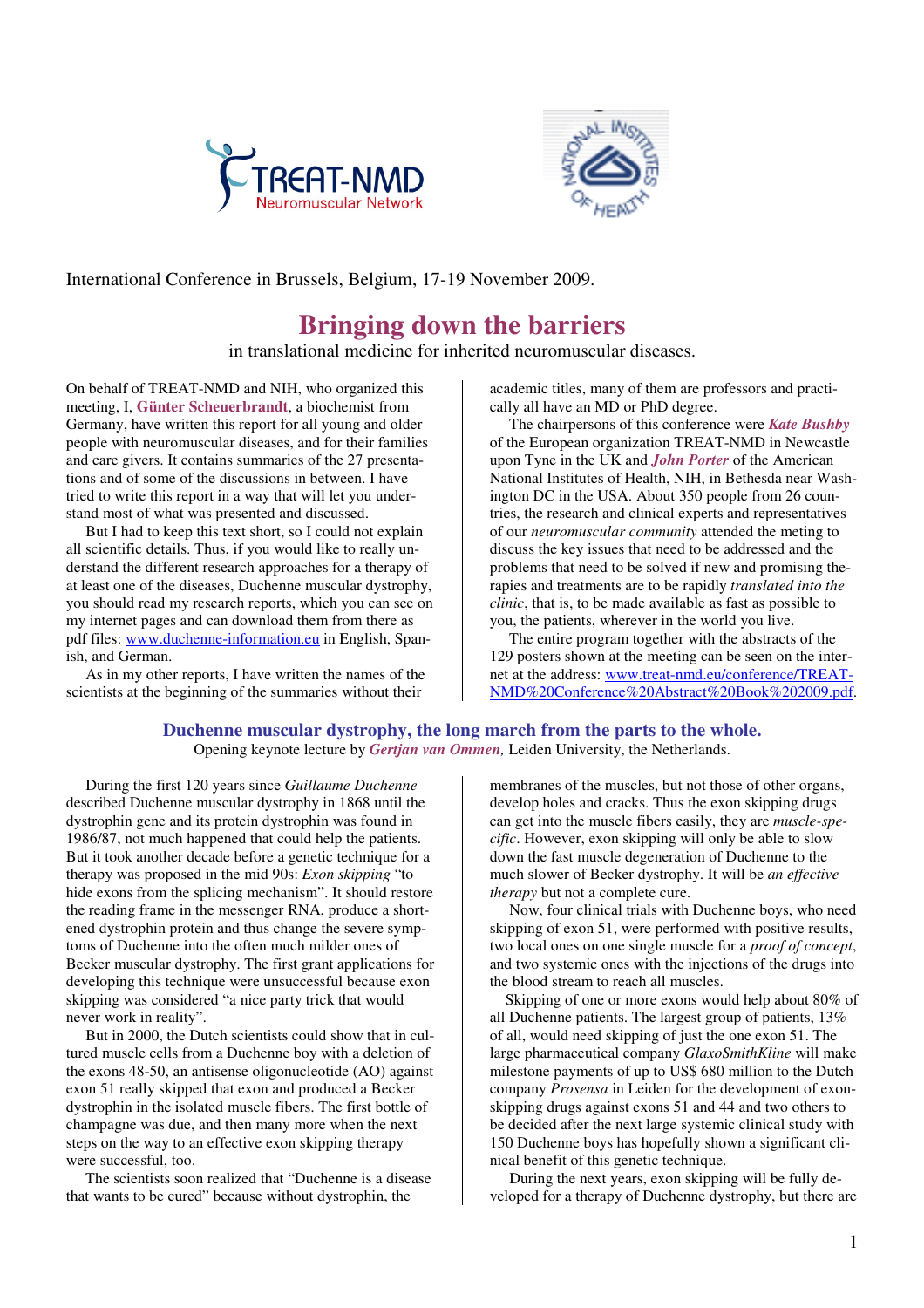International Conference in Brussels, Belgium, 17-19 November 2009.

# Bringing down the barriers

in translational medicine for inherited neuromuscular diseases.

On behalf of TREAT-NMD and NIH, who organized this meeting, I, **Günter Scheuerbrandt**, a biochemist from Germany, have written this report for all young and older people with neuromuscular diseases, and for their families and care givers. It contains summaries of the 27 presentations and of some of the discussions in between. I have tried to write this report in a way that will let you understand most of what was presented and discussed.

But I had to keep this text short, so I could not explain all scientific details. Thus, if you would like to really understand the different research approaches for a therapy of at least one of the diseases, Duchenne muscular dystrophy, you should read my research reports, which you can see on my internet pages and can download them from there as pdf files: www.duchenne-information.eu in English, Spanish, and German.

As in my other reports, I have written the names of the scientists at the beginning of the summaries without their academic titles, many of them are professors and practically all have an MD or PhD degree.

The chairpersons of this conference were ***Kate Bushby*** of the European organization TREAT-NMD in Newcastle upon Tyne in the UK and ***John Porter*** of the American National Institutes of Health, NIH, in Bethesda near Washington DC in the USA. About 350 people from 26 countries, the research and clinical experts and representatives of our *neuromuscular community* attended the meting to discuss the key issues that need to be addressed and the problems that need to be solved if new and promising therapies and treatments are to be rapidly *translated into the clinic*, that is, to be made available as fast as possible to you, the patients, wherever in the world you live.

The entire program together with the abstracts of the 129 posters shown at the meeting can be seen on the internet at the address: www.treat-nmd.eu/conference/TREAT-NMD%20Conference%20Abstract%20Book%202009.pdf.

## Duchenne muscular dystrophy, the long march from the parts to the whole.

Opening keynote lecture by ***Gertjan van Ommen,*** Leiden University, the Netherlands.

During the first 120 years since *Guillaume Duchenne* described Duchenne muscular dystrophy in 1868 until the dystrophin gene and its protein dystrophin was found in 1986/87, not much happened that could help the patients. But it took another decade before a genetic technique for a therapy was proposed in the mid 90s: *Exon skipping* "to hide exons from the splicing mechanism". It should restore the reading frame in the messenger RNA, produce a shortened dystrophin protein and thus change the severe symptoms of Duchenne into the often much milder ones of Becker muscular dystrophy. The first grant applications for developing this technique were unsuccessful because exon skipping was considered "a nice party trick that would never work in reality".

But in 2000, the Dutch scientists could show that in cultured muscle cells from a Duchenne boy with a deletion of the exons 48-50, an antisense oligonucleotide (AO) against exon 51 really skipped that exon and produced a Becker dystrophin in the isolated muscle fibers. The first bottle of champagne was due, and then many more when the next steps on the way to an effective exon skipping therapy were successful, too.

The scientists soon realized that "Duchenne is a disease that wants to be cured" because without dystrophin, the membranes of the muscles, but not those of other organs, develop holes and cracks. Thus the exon skipping drugs can get into the muscle fibers easily, they are *muscle-specific*. However, exon skipping will only be able to slow down the fast muscle degeneration of Duchenne to the much slower of Becker dystrophy. It will be *an effective therapy* but not a complete cure.

Now, four clinical trials with Duchenne boys, who need skipping of exon 51, were performed with positive results, two local ones on one single muscle for a *proof of concept*, and two systemic ones with the injections of the drugs into the blood stream to reach all muscles.

Skipping of one or more exons would help about 80% of all Duchenne patients. The largest group of patients, 13% of all, would need skipping of just the one exon 51. The large pharmaceutical company *GlaxoSmithKline* will make milestone payments of up to US$ 680 million to the Dutch company *Prosensa* in Leiden for the development of exon-skipping drugs against exons 51 and 44 and two others to be decided after the next large systemic clinical study with 150 Duchenne boys has hopefully shown a significant clinical benefit of this genetic technique.

During the next years, exon skipping will be fully developed for a therapy of Duchenne dystrophy, but there are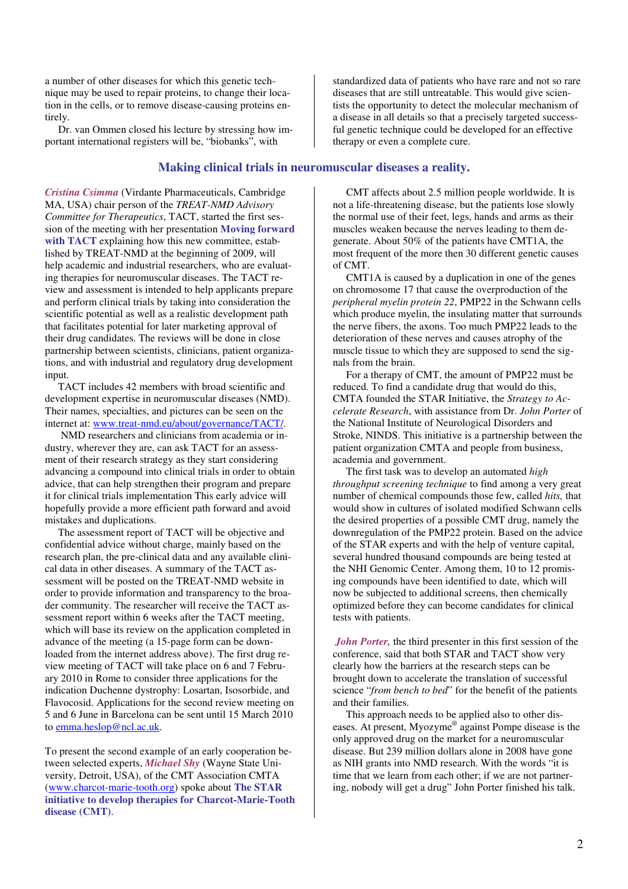a number of other diseases for which this genetic technique may be used to repair proteins, to change their location in the cells, or to remove disease-causing proteins entirely.

Dr. van Ommen closed his lecture by stressing how important international registers will be, "biobanks", with standardized data of patients who have rare and not so rare diseases that are still untreatable. This would give scientists the opportunity to detect the molecular mechanism of a disease in all details so that a precisely targeted successful genetic technique could be developed for an effective therapy or even a complete cure.

## Making clinical trials in neuromuscular diseases a reality.

***Cristina Csimma*** (Virdante Pharmaceuticals, Cambridge MA, USA) chair person of the *TREAT-NMD Advisory Committee for Therapeutics*, TACT, started the first session of the meeting with her presentation **Moving forward with TACT** explaining how this new committee, established by TREAT-NMD at the beginning of 2009, will help academic and industrial researchers, who are evaluating therapies for neuromuscular diseases. The TACT review and assessment is intended to help applicants prepare and perform clinical trials by taking into consideration the scientific potential as well as a realistic development path that facilitates potential for later marketing approval of their drug candidates. The reviews will be done in close partnership between scientists, clinicians, patient organizations, and with industrial and regulatory drug development input.

TACT includes 42 members with broad scientific and development expertise in neuromuscular diseases (NMD). Their names, specialties, and pictures can be seen on the internet at: www.treat-nmd.eu/about/governance/TACT/.

NMD researchers and clinicians from academia or industry, wherever they are, can ask TACT for an assessment of their research strategy as they start considering advancing a compound into clinical trials in order to obtain advice, that can help strengthen their program and prepare it for clinical trials implementation This early advice will hopefully provide a more efficient path forward and avoid mistakes and duplications.

The assessment report of TACT will be objective and confidential advice without charge, mainly based on the research plan, the pre-clinical data and any available clinical data in other diseases. A summary of the TACT assessment will be posted on the TREAT-NMD website in order to provide information and transparency to the broader community. The researcher will receive the TACT assessment report within 6 weeks after the TACT meeting, which will base its review on the application completed in advance of the meeting (a 15-page form can be downloaded from the internet address above). The first drug review meeting of TACT will take place on 6 and 7 February 2010 in Rome to consider three applications for the indication Duchenne dystrophy: Losartan, Isosorbide, and Flavocosid. Applications for the second review meeting on 5 and 6 June in Barcelona can be sent until 15 March 2010 to emma.heslop@ncl.ac.uk.

To present the second example of an early cooperation between selected experts, ***Michael Shy*** (Wayne State University, Detroit, USA), of the CMT Association CMTA (www.charcot-marie-tooth.org) spoke about **The STAR initiative to develop therapies for Charcot-Marie-Tooth disease (CMT)**.

CMT affects about 2.5 million people worldwide. It is not a life-threatening disease, but the patients lose slowly the normal use of their feet, legs, hands and arms as their muscles weaken because the nerves leading to them degenerate. About 50% of the patients have CMT1A, the most frequent of the more then 30 different genetic causes of CMT.

CMT1A is caused by a duplication in one of the genes on chromosome 17 that cause the overproduction of the *peripheral myelin protein 22*, PMP22 in the Schwann cells which produce myelin, the insulating matter that surrounds the nerve fibers, the axons. Too much PMP22 leads to the deterioration of these nerves and causes atrophy of the muscle tissue to which they are supposed to send the signals from the brain.

For a therapy of CMT, the amount of PMP22 must be reduced. To find a candidate drug that would do this, CMTA founded the STAR Initiative, the *Strategy to Accelerate Research*, with assistance from Dr. *John Porter* of the National Institute of Neurological Disorders and Stroke, NINDS. This initiative is a partnership between the patient organization CMTA and people from business, academia and government.

The first task was to develop an automated *high throughput screening technique* to find among a very great number of chemical compounds those few, called *hits,* that would show in cultures of isolated modified Schwann cells the desired properties of a possible CMT drug, namely the downregulation of the PMP22 protein. Based on the advice of the STAR experts and with the help of venture capital, several hundred thousand compounds are being tested at the NHI Genomic Center. Among them, 10 to 12 promising compounds have been identified to date, which will now be subjected to additional screens, then chemically optimized before they can become candidates for clinical tests with patients.

***John Porter,*** the third presenter in this first session of the conference, said that both STAR and TACT show very clearly how the barriers at the research steps can be brought down to accelerate the translation of successful science "*from bench to bed*" for the benefit of the patients and their families.

This approach needs to be applied also to other diseases. At present, Myozyme® against Pompe disease is the only approved drug on the market for a neuromuscular disease. But 239 million dollars alone in 2008 have gone as NIH grants into NMD research. With the words "it is time that we learn from each other; if we are not partnering, nobody will get a drug" John Porter finished his talk.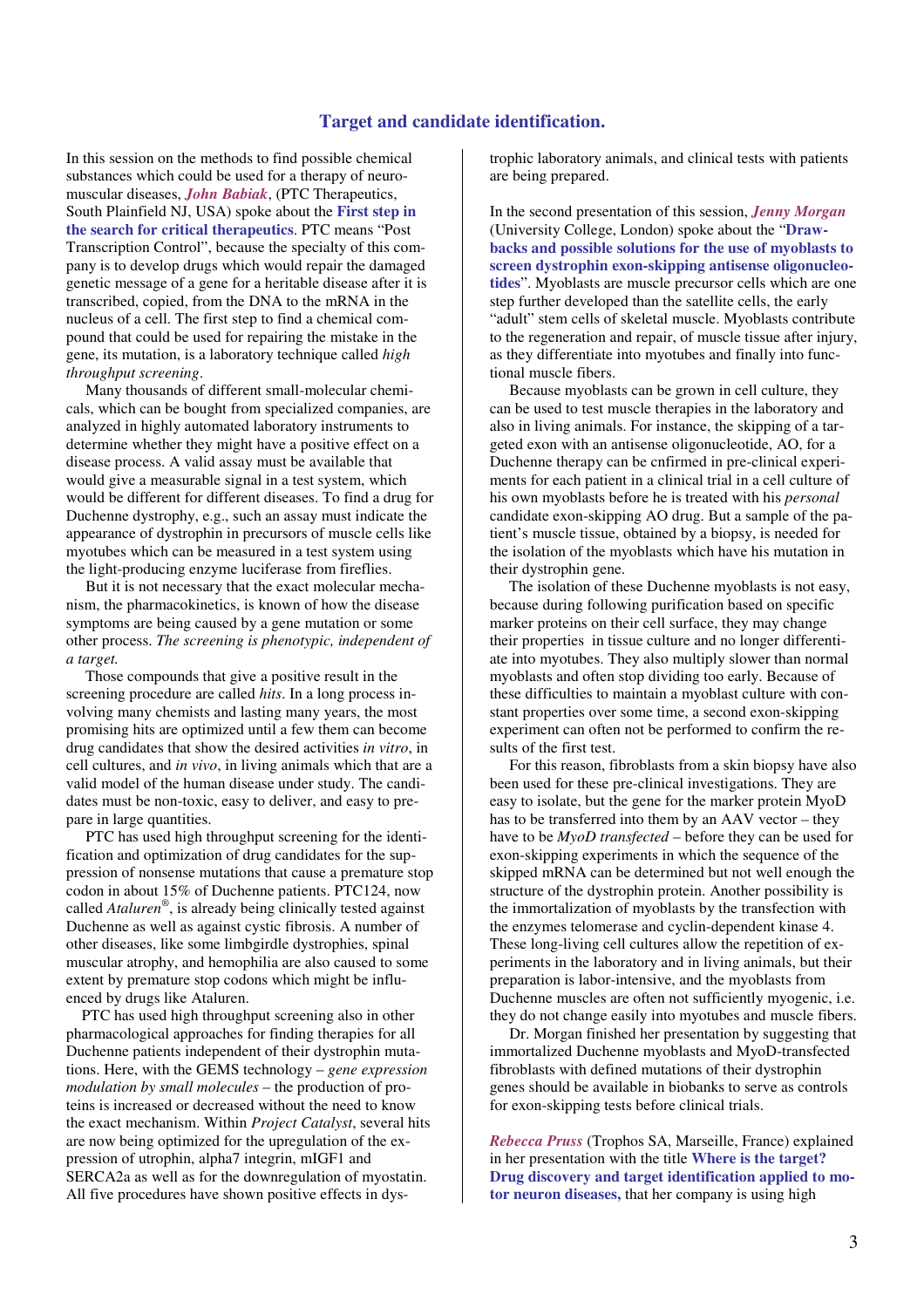## Target and candidate identification.

In this session on the methods to find possible chemical substances which could be used for a therapy of neuromuscular diseases, ***John Babiak***, (PTC Therapeutics, South Plainfield NJ, USA) spoke about the **First step in the search for critical therapeutics**. PTC means "Post Transcription Control", because the specialty of this company is to develop drugs which would repair the damaged genetic message of a gene for a heritable disease after it is transcribed, copied, from the DNA to the mRNA in the nucleus of a cell. The first step to find a chemical compound that could be used for repairing the mistake in the gene, its mutation, is a laboratory technique called *high throughput screening*.

Many thousands of different small-molecular chemicals, which can be bought from specialized companies, are analyzed in highly automated laboratory instruments to determine whether they might have a positive effect on a disease process. A valid assay must be available that would give a measurable signal in a test system, which would be different for different diseases. To find a drug for Duchenne dystrophy, e.g., such an assay must indicate the appearance of dystrophin in precursors of muscle cells like myotubes which can be measured in a test system using the light-producing enzyme luciferase from fireflies.

But it is not necessary that the exact molecular mechanism, the pharmacokinetics, is known of how the disease symptoms are being caused by a gene mutation or some other process. *The screening is phenotypic, independent of a target.*

Those compounds that give a positive result in the screening procedure are called *hits*. In a long process involving many chemists and lasting many years, the most promising hits are optimized until a few them can become drug candidates that show the desired activities *in vitro*, in cell cultures, and *in vivo*, in living animals which that are a valid model of the human disease under study. The candidates must be non-toxic, easy to deliver, and easy to prepare in large quantities.

PTC has used high throughput screening for the identification and optimization of drug candidates for the suppression of nonsense mutations that cause a premature stop codon in about 15% of Duchenne patients. PTC124, now called *Ataluren*®, is already being clinically tested against Duchenne as well as against cystic fibrosis. A number of other diseases, like some limbgirdle dystrophies, spinal muscular atrophy, and hemophilia are also caused to some extent by premature stop codons which might be influenced by drugs like Ataluren.

PTC has used high throughput screening also in other pharmacological approaches for finding therapies for all Duchenne patients independent of their dystrophin mutations. Here, with the GEMS technology – *gene expression modulation by small molecules* – the production of proteins is increased or decreased without the need to know the exact mechanism. Within *Project Catalyst*, several hits are now being optimized for the upregulation of the expression of utrophin, alpha7 integrin, mIGF1 and SERCA2a as well as for the downregulation of myostatin. All five procedures have shown positive effects in dystrophic laboratory animals, and clinical tests with patients are being prepared.

In the second presentation of this session, ***Jenny Morgan*** (University College, London) spoke about the "**Drawbacks and possible solutions for the use of myoblasts to screen dystrophin exon-skipping antisense oligonucleotides**". Myoblasts are muscle precursor cells which are one step further developed than the satellite cells, the early "adult" stem cells of skeletal muscle. Myoblasts contribute to the regeneration and repair, of muscle tissue after injury, as they differentiate into myotubes and finally into functional muscle fibers.

Because myoblasts can be grown in cell culture, they can be used to test muscle therapies in the laboratory and also in living animals. For instance, the skipping of a targeted exon with an antisense oligonucleotide, AO, for a Duchenne therapy can be cnfirmed in pre-clinical experiments for each patient in a clinical trial in a cell culture of his own myoblasts before he is treated with his *personal* candidate exon-skipping AO drug. But a sample of the patient's muscle tissue, obtained by a biopsy, is needed for the isolation of the myoblasts which have his mutation in their dystrophin gene.

The isolation of these Duchenne myoblasts is not easy, because during following purification based on specific marker proteins on their cell surface, they may change their properties in tissue culture and no longer differentiate into myotubes. They also multiply slower than normal myoblasts and often stop dividing too early. Because of these difficulties to maintain a myoblast culture with constant properties over some time, a second exon-skipping experiment can often not be performed to confirm the results of the first test.

For this reason, fibroblasts from a skin biopsy have also been used for these pre-clinical investigations. They are easy to isolate, but the gene for the marker protein MyoD has to be transferred into them by an AAV vector – they have to be *MyoD transfected* – before they can be used for exon-skipping experiments in which the sequence of the skipped mRNA can be determined but not well enough the structure of the dystrophin protein. Another possibility is the immortalization of myoblasts by the transfection with the enzymes telomerase and cyclin-dependent kinase 4. These long-living cell cultures allow the repetition of experiments in the laboratory and in living animals, but their preparation is labor-intensive, and the myoblasts from Duchenne muscles are often not sufficiently myogenic, i.e. they do not change easily into myotubes and muscle fibers.

Dr. Morgan finished her presentation by suggesting that immortalized Duchenne myoblasts and MyoD-transfected fibroblasts with defined mutations of their dystrophin genes should be available in biobanks to serve as controls for exon-skipping tests before clinical trials.

***Rebecca Pruss*** (Trophos SA, Marseille, France) explained in her presentation with the title **Where is the target? Drug discovery and target identification applied to motor neuron diseases,** that her company is using high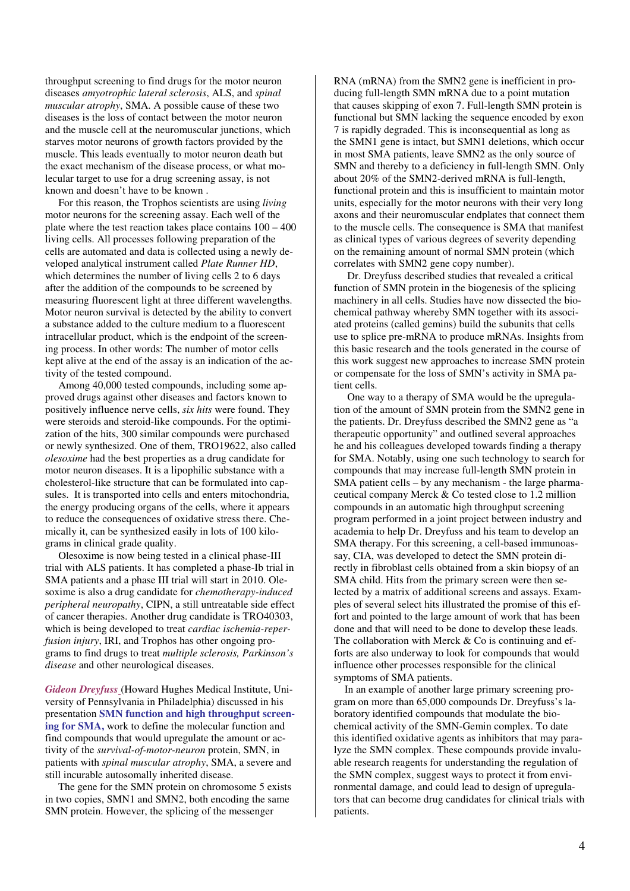throughput screening to find drugs for the motor neuron diseases *amyotrophic lateral sclerosis*, ALS, and *spinal muscular atrophy*, SMA. A possible cause of these two diseases is the loss of contact between the motor neuron and the muscle cell at the neuromuscular junctions, which starves motor neurons of growth factors provided by the muscle. This leads eventually to motor neuron death but the exact mechanism of the disease process, or what molecular target to use for a drug screening assay, is not known and doesn't have to be known .

For this reason, the Trophos scientists are using *living* motor neurons for the screening assay. Each well of the plate where the test reaction takes place contains 100 – 400 living cells. All processes following preparation of the cells are automated and data is collected using a newly developed analytical instrument called *Plate Runner HD*, which determines the number of living cells 2 to 6 days after the addition of the compounds to be screened by measuring fluorescent light at three different wavelengths. Motor neuron survival is detected by the ability to convert a substance added to the culture medium to a fluorescent intracellular product, which is the endpoint of the screening process. In other words: The number of motor cells kept alive at the end of the assay is an indication of the activity of the tested compound.

Among 40,000 tested compounds, including some approved drugs against other diseases and factors known to positively influence nerve cells, *six hits* were found. They were steroids and steroid-like compounds. For the optimization of the hits, 300 similar compounds were purchased or newly synthesized. One of them, TRO19622, also called *olesoxime* had the best properties as a drug candidate for motor neuron diseases. It is a lipophilic substance with a cholesterol-like structure that can be formulated into capsules. It is transported into cells and enters mitochondria, the energy producing organs of the cells, where it appears to reduce the consequences of oxidative stress there. Chemically it, can be synthesized easily in lots of 100 kilograms in clinical grade quality.

Olesoxime is now being tested in a clinical phase-III trial with ALS patients. It has completed a phase-Ib trial in SMA patients and a phase III trial will start in 2010. Olesoxime is also a drug candidate for *chemotherapy-induced peripheral neuropathy*, CIPN, a still untreatable side effect of cancer therapies. Another drug candidate is TRO40303, which is being developed to treat *cardiac ischemia-reperfusion injury*, IRI, and Trophos has other ongoing programs to find drugs to treat *multiple sclerosis, Parkinson's disease* and other neurological diseases.

***Gideon Dreyfuss*** (Howard Hughes Medical Institute, University of Pennsylvania in Philadelphia) discussed in his presentation **SMN function and high throughput screening for SMA,** work to define the molecular function and find compounds that would upregulate the amount or activity of the *survival-of-motor-neuron* protein, SMN, in patients with *spinal muscular atrophy*, SMA, a severe and still incurable autosomally inherited disease.

The gene for the SMN protein on chromosome 5 exists in two copies, SMN1 and SMN2, both encoding the same SMN protein. However, the splicing of the messenger RNA (mRNA) from the SMN2 gene is inefficient in producing full-length SMN mRNA due to a point mutation that causes skipping of exon 7. Full-length SMN protein is functional but SMN lacking the sequence encoded by exon 7 is rapidly degraded. This is inconsequential as long as the SMN1 gene is intact, but SMN1 deletions, which occur in most SMA patients, leave SMN2 as the only source of SMN and thereby to a deficiency in full-length SMN. Only about 20% of the SMN2-derived mRNA is full-length, functional protein and this is insufficient to maintain motor units, especially for the motor neurons with their very long axons and their neuromuscular endplates that connect them to the muscle cells. The consequence is SMA that manifest as clinical types of various degrees of severity depending on the remaining amount of normal SMN protein (which correlates with SMN2 gene copy number).

Dr. Dreyfuss described studies that revealed a critical function of SMN protein in the biogenesis of the splicing machinery in all cells. Studies have now dissected the biochemical pathway whereby SMN together with its associated proteins (called gemins) build the subunits that cells use to splice pre-mRNA to produce mRNAs. Insights from this basic research and the tools generated in the course of this work suggest new approaches to increase SMN protein or compensate for the loss of SMN's activity in SMA patient cells.

One way to a therapy of SMA would be the upregulation of the amount of SMN protein from the SMN2 gene in the patients. Dr. Dreyfuss described the SMN2 gene as "a therapeutic opportunity" and outlined several approaches he and his colleagues developed towards finding a therapy for SMA. Notably, using one such technology to search for compounds that may increase full-length SMN protein in SMA patient cells – by any mechanism - the large pharmaceutical company Merck & Co tested close to 1.2 million compounds in an automatic high throughput screening program performed in a joint project between industry and academia to help Dr. Dreyfuss and his team to develop an SMA therapy. For this screening, a cell-based immunoassay, CIA, was developed to detect the SMN protein directly in fibroblast cells obtained from a skin biopsy of an SMA child. Hits from the primary screen were then selected by a matrix of additional screens and assays. Examples of several select hits illustrated the promise of this effort and pointed to the large amount of work that has been done and that will need to be done to develop these leads. The collaboration with Merck & Co is continuing and efforts are also underway to look for compounds that would influence other processes responsible for the clinical symptoms of SMA patients.

In an example of another large primary screening program on more than 65,000 compounds Dr. Dreyfuss's laboratory identified compounds that modulate the biochemical activity of the SMN-Gemin complex. To date this identified oxidative agents as inhibitors that may paralyze the SMN complex. These compounds provide invaluable research reagents for understanding the regulation of the SMN complex, suggest ways to protect it from environmental damage, and could lead to design of upregulators that can become drug candidates for clinical trials with patients.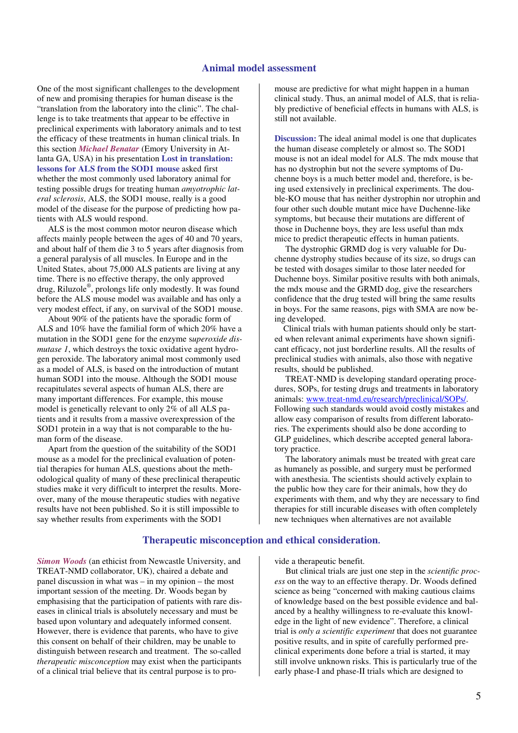## Animal model assessment

One of the most significant challenges to the development of new and promising therapies for human disease is the "translation from the laboratory into the clinic". The challenge is to take treatments that appear to be effective in preclinical experiments with laboratory animals and to test the efficacy of these treatments in human clinical trials. In this section ***Michael Benatar*** (Emory University in Atlanta GA, USA) in his presentation **Lost in translation: lessons for ALS from the SOD1 mouse** asked first whether the most commonly used laboratory animal for testing possible drugs for treating human *amyotrophic lateral sclerosis*, ALS, the SOD1 mouse, really is a good model of the disease for the purpose of predicting how patients with ALS would respond.

ALS is the most common motor neuron disease which affects mainly people between the ages of 40 and 70 years, and about half of them die 3 to 5 years after diagnosis from a general paralysis of all muscles. In Europe and in the United States, about 75,000 ALS patients are living at any time. There is no effective therapy, the only approved drug, Riluzole®, prolongs life only modestly. It was found before the ALS mouse model was available and has only a very modest effect, if any, on survival of the SOD1 mouse.

About 90% of the patients have the sporadic form of ALS and 10% have the familial form of which 20% have a mutation in the SOD1 gene for the enzyme *superoxide dismutase 1*, which destroys the toxic oxidative agent hydrogen peroxide. The laboratory animal most commonly used as a model of ALS, is based on the introduction of mutant human SOD1 into the mouse. Although the SOD1 mouse recapitulates several aspects of human ALS, there are many important differences. For example, this mouse model is genetically relevant to only 2% of all ALS patients and it results from a massive overexpression of the SOD1 protein in a way that is not comparable to the human form of the disease.

Apart from the question of the suitability of the SOD1 mouse as a model for the preclinical evaluation of potential therapies for human ALS, questions about the methodological quality of many of these preclinical therapeutic studies make it very difficult to interpret the results. Moreover, many of the mouse therapeutic studies with negative results have not been published. So it is still impossible to say whether results from experiments with the SOD1 mouse are predictive for what might happen in a human clinical study. Thus, an animal model of ALS, that is reliably predictive of beneficial effects in humans with ALS, is still not available.

**Discussion:** The ideal animal model is one that duplicates the human disease completely or almost so. The SOD1 mouse is not an ideal model for ALS. The mdx mouse that has no dystrophin but not the severe symptoms of Duchenne boys is a much better model and, therefore, is being used extensively in preclinical experiments. The double-KO mouse that has neither dystrophin nor utrophin and four other such double mutant mice have Duchenne-like symptoms, but because their mutations are different of those in Duchenne boys, they are less useful than mdx mice to predict therapeutic effects in human patients.

The dystrophic GRMD dog is very valuable for Duchenne dystrophy studies because of its size, so drugs can be tested with dosages similar to those later needed for Duchenne boys. Similar positive results with both animals, the mdx mouse and the GRMD dog, give the researchers confidence that the drug tested will bring the same results in boys. For the same reasons, pigs with SMA are now being developed.

Clinical trials with human patients should only be started when relevant animal experiments have shown significant efficacy, not just borderline results. All the results of preclinical studies with animals, also those with negative results, should be published.

TREAT-NMD is developing standard operating procedures, SOPs, for testing drugs and treatments in laboratory animals: www.treat-nmd.eu/research/preclinical/SOPs/. Following such standards would avoid costly mistakes and allow easy comparison of results from different laboratories. The experiments should also be done according to GLP guidelines, which describe accepted general laboratory practice.

The laboratory animals must be treated with great care as humanely as possible, and surgery must be performed with anesthesia. The scientists should actively explain to the public how they care for their animals, how they do experiments with them, and why they are necessary to find therapies for still incurable diseases with often completely new techniques when alternatives are not available

## Therapeutic misconception and ethical consideration.

***Simon Woods*** (an ethicist from Newcastle University, and TREAT-NMD collaborator, UK), chaired a debate and panel discussion in what was – in my opinion – the most important session of the meeting. Dr. Woods began by emphasising that the participation of patients with rare diseases in clinical trials is absolutely necessary and must be based upon voluntary and adequately informed consent. However, there is evidence that parents, who have to give this consent on behalf of their children, may be unable to distinguish between research and treatment. The so-called *therapeutic misconception* may exist when the participants of a clinical trial believe that its central purpose is to provide a therapeutic benefit.

But clinical trials are just one step in the *scientific process* on the way to an effective therapy. Dr. Woods defined science as being "concerned with making cautious claims of knowledge based on the best possible evidence and balanced by a healthy willingness to re-evaluate this knowledge in the light of new evidence". Therefore, a clinical trial is *only a scientific experiment* that does not guarantee positive results, and in spite of carefully performed preclinical experiments done before a trial is started, it may still involve unknown risks. This is particularly true of the early phase-I and phase-II trials which are designed to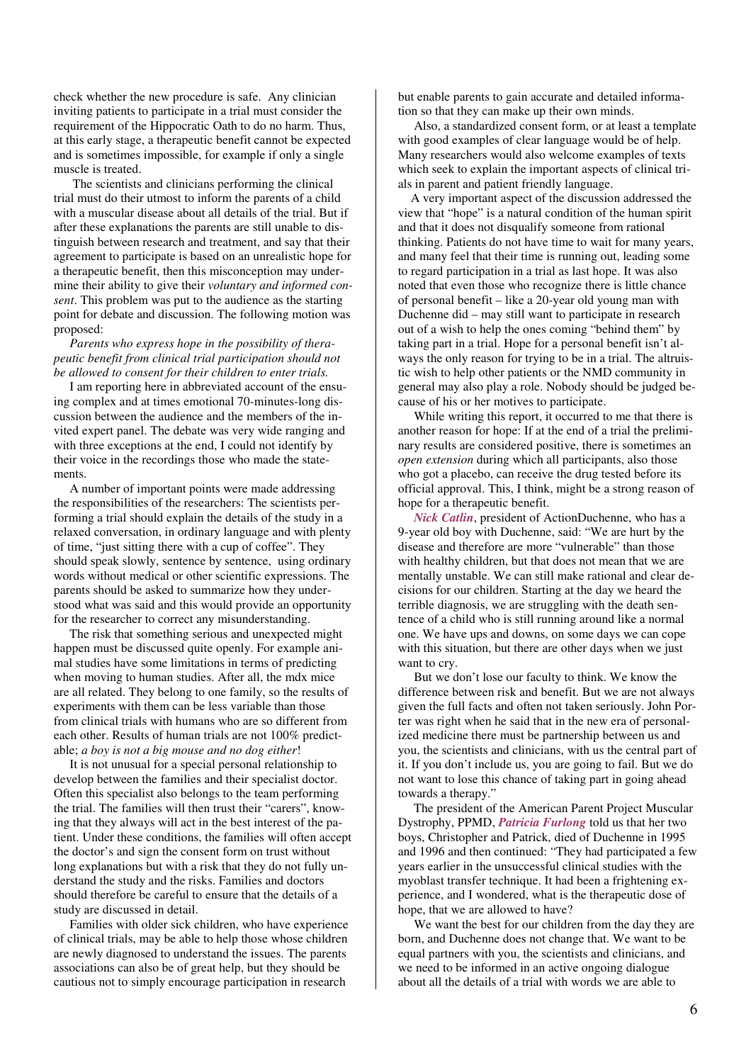check whether the new procedure is safe. Any clinician inviting patients to participate in a trial must consider the requirement of the Hippocratic Oath to do no harm. Thus, at this early stage, a therapeutic benefit cannot be expected and is sometimes impossible, for example if only a single muscle is treated.

The scientists and clinicians performing the clinical trial must do their utmost to inform the parents of a child with a muscular disease about all details of the trial. But if after these explanations the parents are still unable to distinguish between research and treatment, and say that their agreement to participate is based on an unrealistic hope for a therapeutic benefit, then this misconception may undermine their ability to give their *voluntary and informed consent*. This problem was put to the audience as the starting point for debate and discussion. The following motion was proposed:

*Parents who express hope in the possibility of therapeutic benefit from clinical trial participation should not be allowed to consent for their children to enter trials.*

I am reporting here in abbreviated account of the ensuing complex and at times emotional 70-minutes-long discussion between the audience and the members of the invited expert panel. The debate was very wide ranging and with three exceptions at the end, I could not identify by their voice in the recordings those who made the statements.

A number of important points were made addressing the responsibilities of the researchers: The scientists performing a trial should explain the details of the study in a relaxed conversation, in ordinary language and with plenty of time, "just sitting there with a cup of coffee". They should speak slowly, sentence by sentence, using ordinary words without medical or other scientific expressions. The parents should be asked to summarize how they understood what was said and this would provide an opportunity for the researcher to correct any misunderstanding.

The risk that something serious and unexpected might happen must be discussed quite openly. For example animal studies have some limitations in terms of predicting when moving to human studies. After all, the mdx mice are all related. They belong to one family, so the results of experiments with them can be less variable than those from clinical trials with humans who are so different from each other. Results of human trials are not 100% predictable; *a boy is not a big mouse and no dog either*!

It is not unusual for a special personal relationship to develop between the families and their specialist doctor. Often this specialist also belongs to the team performing the trial. The families will then trust their "carers", knowing that they always will act in the best interest of the patient. Under these conditions, the families will often accept the doctor's and sign the consent form on trust without long explanations but with a risk that they do not fully understand the study and the risks. Families and doctors should therefore be careful to ensure that the details of a study are discussed in detail.

Families with older sick children, who have experience of clinical trials, may be able to help those whose children are newly diagnosed to understand the issues. The parents associations can also be of great help, but they should be cautious not to simply encourage participation in research but enable parents to gain accurate and detailed information so that they can make up their own minds.

Also, a standardized consent form, or at least a template with good examples of clear language would be of help. Many researchers would also welcome examples of texts which seek to explain the important aspects of clinical trials in parent and patient friendly language.

A very important aspect of the discussion addressed the view that "hope" is a natural condition of the human spirit and that it does not disqualify someone from rational thinking. Patients do not have time to wait for many years, and many feel that their time is running out, leading some to regard participation in a trial as last hope. It was also noted that even those who recognize there is little chance of personal benefit – like a 20-year old young man with Duchenne did – may still want to participate in research out of a wish to help the ones coming "behind them" by taking part in a trial. Hope for a personal benefit isn't always the only reason for trying to be in a trial. The altruistic wish to help other patients or the NMD community in general may also play a role. Nobody should be judged because of his or her motives to participate.

While writing this report, it occurred to me that there is another reason for hope: If at the end of a trial the preliminary results are considered positive, there is sometimes an *open extension* during which all participants, also those who got a placebo, can receive the drug tested before its official approval. This, I think, might be a strong reason of hope for a therapeutic benefit.

***Nick Catlin***, president of ActionDuchenne, who has a 9-year old boy with Duchenne, said: "We are hurt by the disease and therefore are more "vulnerable" than those with healthy children, but that does not mean that we are mentally unstable. We can still make rational and clear decisions for our children. Starting at the day we heard the terrible diagnosis, we are struggling with the death sentence of a child who is still running around like a normal one. We have ups and downs, on some days we can cope with this situation, but there are other days when we just want to cry.

But we don't lose our faculty to think. We know the difference between risk and benefit. But we are not always given the full facts and often not taken seriously. John Porter was right when he said that in the new era of personalized medicine there must be partnership between us and you, the scientists and clinicians, with us the central part of it. If you don't include us, you are going to fail. But we do not want to lose this chance of taking part in going ahead towards a therapy."

The president of the American Parent Project Muscular Dystrophy, PPMD, ***Patricia Furlong*** told us that her two boys, Christopher and Patrick, died of Duchenne in 1995 and 1996 and then continued: "They had participated a few years earlier in the unsuccessful clinical studies with the myoblast transfer technique. It had been a frightening experience, and I wondered, what is the therapeutic dose of hope, that we are allowed to have?

We want the best for our children from the day they are born, and Duchenne does not change that. We want to be equal partners with you, the scientists and clinicians, and we need to be informed in an active ongoing dialogue about all the details of a trial with words we are able to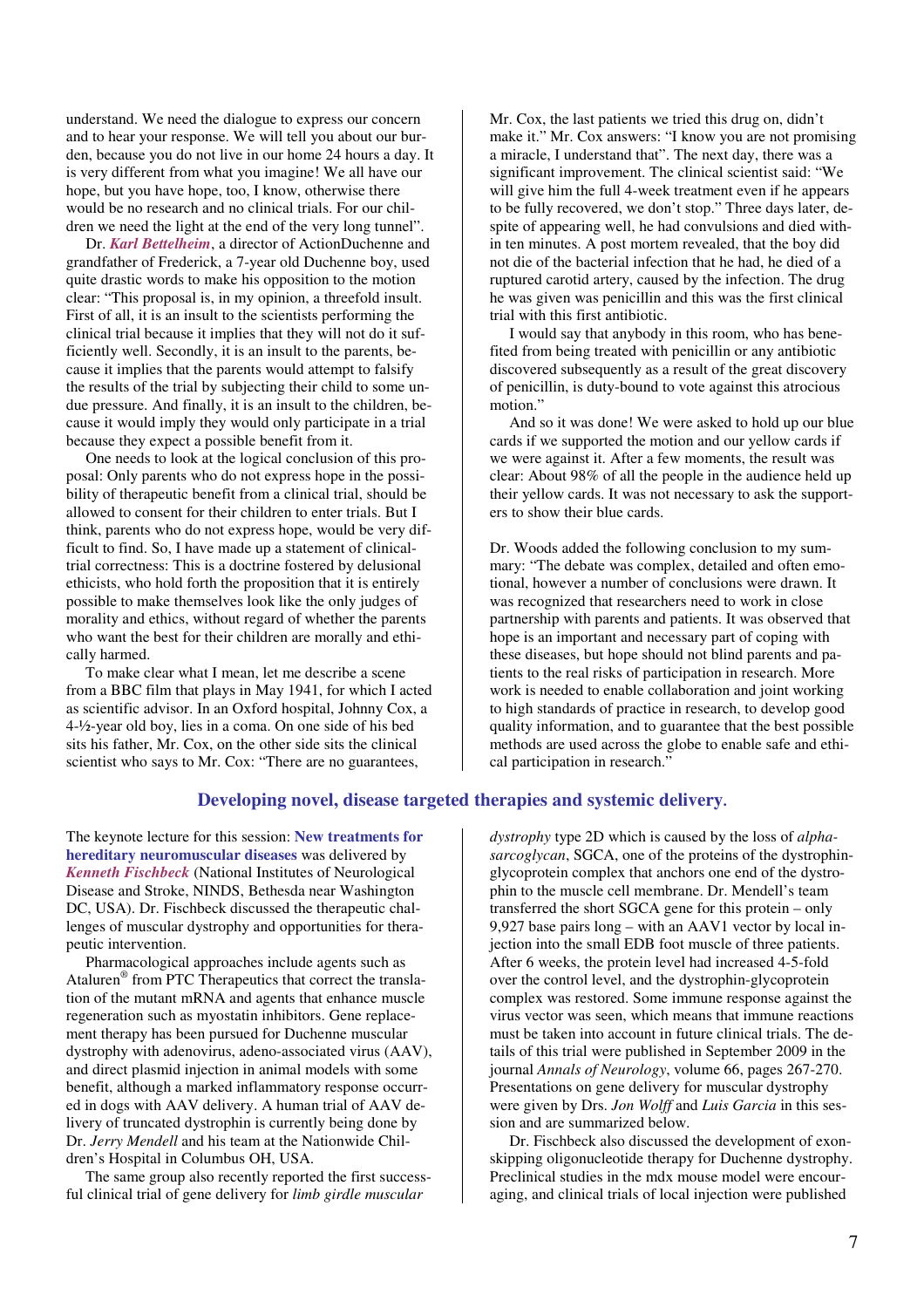understand. We need the dialogue to express our concern and to hear your response. We will tell you about our burden, because you do not live in our home 24 hours a day. It is very different from what you imagine! We all have our hope, but you have hope, too, I know, otherwise there would be no research and no clinical trials. For our children we need the light at the end of the very long tunnel".

Dr. ***Karl Bettelheim***, a director of ActionDuchenne and grandfather of Frederick, a 7-year old Duchenne boy, used quite drastic words to make his opposition to the motion clear: "This proposal is, in my opinion, a threefold insult. First of all, it is an insult to the scientists performing the clinical trial because it implies that they will not do it sufficiently well. Secondly, it is an insult to the parents, because it implies that the parents would attempt to falsify the results of the trial by subjecting their child to some undue pressure. And finally, it is an insult to the children, because it would imply they would only participate in a trial because they expect a possible benefit from it.

One needs to look at the logical conclusion of this proposal: Only parents who do not express hope in the possibility of therapeutic benefit from a clinical trial, should be allowed to consent for their children to enter trials. But I think, parents who do not express hope, would be very difficult to find. So, I have made up a statement of clinical-trial correctness: This is a doctrine fostered by delusional ethicists, who hold forth the proposition that it is entirely possible to make themselves look like the only judges of morality and ethics, without regard of whether the parents who want the best for their children are morally and ethically harmed.

To make clear what I mean, let me describe a scene from a BBC film that plays in May 1941, for which I acted as scientific advisor. In an Oxford hospital, Johnny Cox, a 4-½-year old boy, lies in a coma. On one side of his bed sits his father, Mr. Cox, on the other side sits the clinical scientist who says to Mr. Cox: "There are no guarantees, Mr. Cox, the last patients we tried this drug on, didn't make it." Mr. Cox answers: "I know you are not promising a miracle, I understand that". The next day, there was a significant improvement. The clinical scientist said: "We will give him the full 4-week treatment even if he appears to be fully recovered, we don't stop." Three days later, despite of appearing well, he had convulsions and died within ten minutes. A post mortem revealed, that the boy did not die of the bacterial infection that he had, he died of a ruptured carotid artery, caused by the infection. The drug he was given was penicillin and this was the first clinical trial with this first antibiotic.

I would say that anybody in this room, who has benefited from being treated with penicillin or any antibiotic discovered subsequently as a result of the great discovery of penicillin, is duty-bound to vote against this atrocious motion."

And so it was done! We were asked to hold up our blue cards if we supported the motion and our yellow cards if we were against it. After a few moments, the result was clear: About 98% of all the people in the audience held up their yellow cards. It was not necessary to ask the supporters to show their blue cards.

Dr. Woods added the following conclusion to my summary: "The debate was complex, detailed and often emotional, however a number of conclusions were drawn. It was recognized that researchers need to work in close partnership with parents and patients. It was observed that hope is an important and necessary part of coping with these diseases, but hope should not blind parents and patients to the real risks of participation in research. More work is needed to enable collaboration and joint working to high standards of practice in research, to develop good quality information, and to guarantee that the best possible methods are used across the globe to enable safe and ethical participation in research."

## Developing novel, disease targeted therapies and systemic delivery.

The keynote lecture for this session: **New treatments for hereditary neuromuscular diseases** was delivered by ***Kenneth Fischbeck*** (National Institutes of Neurological Disease and Stroke, NINDS, Bethesda near Washington DC, USA). Dr. Fischbeck discussed the therapeutic challenges of muscular dystrophy and opportunities for therapeutic intervention.

Pharmacological approaches include agents such as Ataluren® from PTC Therapeutics that correct the translation of the mutant mRNA and agents that enhance muscle regeneration such as myostatin inhibitors. Gene replacement therapy has been pursued for Duchenne muscular dystrophy with adenovirus, adeno-associated virus (AAV), and direct plasmid injection in animal models with some benefit, although a marked inflammatory response occurred in dogs with AAV delivery. A human trial of AAV delivery of truncated dystrophin is currently being done by Dr. *Jerry Mendell* and his team at the Nationwide Children's Hospital in Columbus OH, USA.

The same group also recently reported the first successful clinical trial of gene delivery for *limb girdle muscular dystrophy* type 2D which is caused by the loss of *alpha-sarcoglycan*, SGCA, one of the proteins of the dystrophin-glycoprotein complex that anchors one end of the dystrophin to the muscle cell membrane. Dr. Mendell's team transferred the short SGCA gene for this protein – only 9,927 base pairs long – with an AAV1 vector by local injection into the small EDB foot muscle of three patients. After 6 weeks, the protein level had increased 4-5-fold over the control level, and the dystrophin-glycoprotein complex was restored. Some immune response against the virus vector was seen, which means that immune reactions must be taken into account in future clinical trials. The details of this trial were published in September 2009 in the journal *Annals of Neurology*, volume 66, pages 267-270. Presentations on gene delivery for muscular dystrophy were given by Drs. *Jon Wolff* and *Luis Garcia* in this session and are summarized below.

Dr. Fischbeck also discussed the development of exon-skipping oligonucleotide therapy for Duchenne dystrophy. Preclinical studies in the mdx mouse model were encouraging, and clinical trials of local injection were published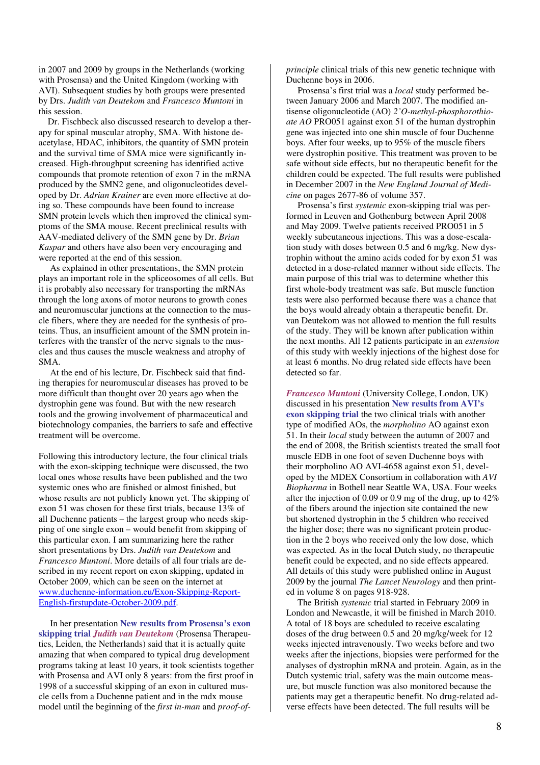in 2007 and 2009 by groups in the Netherlands (working with Prosensa) and the United Kingdom (working with AVI). Subsequent studies by both groups were presented by Drs. *Judith van Deutekom* and *Francesco Muntoni* in this session.

Dr. Fischbeck also discussed research to develop a therapy for spinal muscular atrophy, SMA. With histone deacetylase, HDAC, inhibitors, the quantity of SMN protein and the survival time of SMA mice were significantly increased. High-throughput screening has identified active compounds that promote retention of exon 7 in the mRNA produced by the SMN2 gene, and oligonucleotides developed by Dr. *Adrian Krainer* are even more effective at doing so. These compounds have been found to increase SMN protein levels which then improved the clinical symptoms of the SMA mouse. Recent preclinical results with AAV-mediated delivery of the SMN gene by Dr. *Brian Kaspar* and others have also been very encouraging and were reported at the end of this session.

As explained in other presentations, the SMN protein plays an important role in the spliceosomes of all cells. But it is probably also necessary for transporting the mRNAs through the long axons of motor neurons to growth cones and neuromuscular junctions at the connection to the muscle fibers, where they are needed for the synthesis of proteins. Thus, an insufficient amount of the SMN protein interferes with the transfer of the nerve signals to the muscles and thus causes the muscle weakness and atrophy of SMA.

At the end of his lecture, Dr. Fischbeck said that finding therapies for neuromuscular diseases has proved to be more difficult than thought over 20 years ago when the dystrophin gene was found. But with the new research tools and the growing involvement of pharmaceutical and biotechnology companies, the barriers to safe and effective treatment will be overcome.

Following this introductory lecture, the four clinical trials with the exon-skipping technique were discussed, the two local ones whose results have been published and the two systemic ones who are finished or almost finished, but whose results are not publicly known yet. The skipping of exon 51 was chosen for these first trials, because 13% of all Duchenne patients – the largest group who needs skipping of one single exon – would benefit from skipping of this particular exon. I am summarizing here the rather short presentations by Drs. *Judith van Deutekom* and *Francesco Muntoni*. More details of all four trials are described in my recent report on exon skipping, updated in October 2009, which can be seen on the internet at [www.duchenne-information.eu/Exon-Skipping-Report-English-firstupdate-October-2009.pdf](www.duchenne-information.eu/Exon-Skipping-Report-English-firstupdate-October-2009.pdf).

In her presentation **New results from Prosensa's exon skipping trial** ***Judith van Deutekom*** (Prosensa Therapeutics, Leiden, the Netherlands) said that it is actually quite amazing that when compared to typical drug development programs taking at least 10 years, it took scientists together with Prosensa and AVI only 8 years: from the first proof in 1998 of a successful skipping of an exon in cultured muscle cells from a Duchenne patient and in the mdx mouse model until the beginning of the *first in-man* and *proof-of-principle* clinical trials of this new genetic technique with Duchenne boys in 2006.

Prosensa's first trial was a *local* study performed between January 2006 and March 2007. The modified antisense oligonucleotide (AO) *2'O-methyl-phosphorothioate AO* PRO051 against exon 51 of the human dystrophin gene was injected into one shin muscle of four Duchenne boys. After four weeks, up to 95% of the muscle fibers were dystrophin positive. This treatment was proven to be safe without side effects, but no therapeutic benefit for the children could be expected. The full results were published in December 2007 in the *New England Journal of Medicine* on pages 2677-86 of volume 357.

Prosensa's first *systemic* exon-skipping trial was performed in Leuven and Gothenburg between April 2008 and May 2009. Twelve patients received PRO051 in 5 weekly subcutaneous injections. This was a dose-escalation study with doses between 0.5 and 6 mg/kg. New dystrophin without the amino acids coded for by exon 51 was detected in a dose-related manner without side effects. The main purpose of this trial was to determine whether this first whole-body treatment was safe. But muscle function tests were also performed because there was a chance that the boys would already obtain a therapeutic benefit. Dr. van Deutekom was not allowed to mention the full results of the study. They will be known after publication within the next months. All 12 patients participate in an *extension* of this study with weekly injections of the highest dose for at least 6 months. No drug related side effects have been detected so far.

***Francesco Muntoni*** (University College, London, UK) discussed in his presentation **New results from AVI's exon skipping trial** the two clinical trials with another type of modified AOs, the *morpholino* AO against exon 51. In their *local* study between the autumn of 2007 and the end of 2008, the British scientists treated the small foot muscle EDB in one foot of seven Duchenne boys with their morpholino AO AVI-4658 against exon 51, developed by the MDEX Consortium in collaboration with *AVI Biopharma* in Bothell near Seattle WA, USA. Four weeks after the injection of 0.09 or 0.9 mg of the drug, up to 42% of the fibers around the injection site contained the new but shortened dystrophin in the 5 children who received the higher dose; there was no significant protein production in the 2 boys who received only the low dose, which was expected. As in the local Dutch study, no therapeutic benefit could be expected, and no side effects appeared. All details of this study were published online in August 2009 by the journal *The Lancet Neurology* and then printed in volume 8 on pages 918-928.

The British *systemic* trial started in February 2009 in London and Newcastle, it will be finished in March 2010. A total of 18 boys are scheduled to receive escalating doses of the drug between 0.5 and 20 mg/kg/week for 12 weeks injected intravenously. Two weeks before and two weeks after the injections, biopsies were performed for the analyses of dystrophin mRNA and protein. Again, as in the Dutch systemic trial, safety was the main outcome measure, but muscle function was also monitored because the patients may get a therapeutic benefit. No drug-related adverse effects have been detected. The full results will be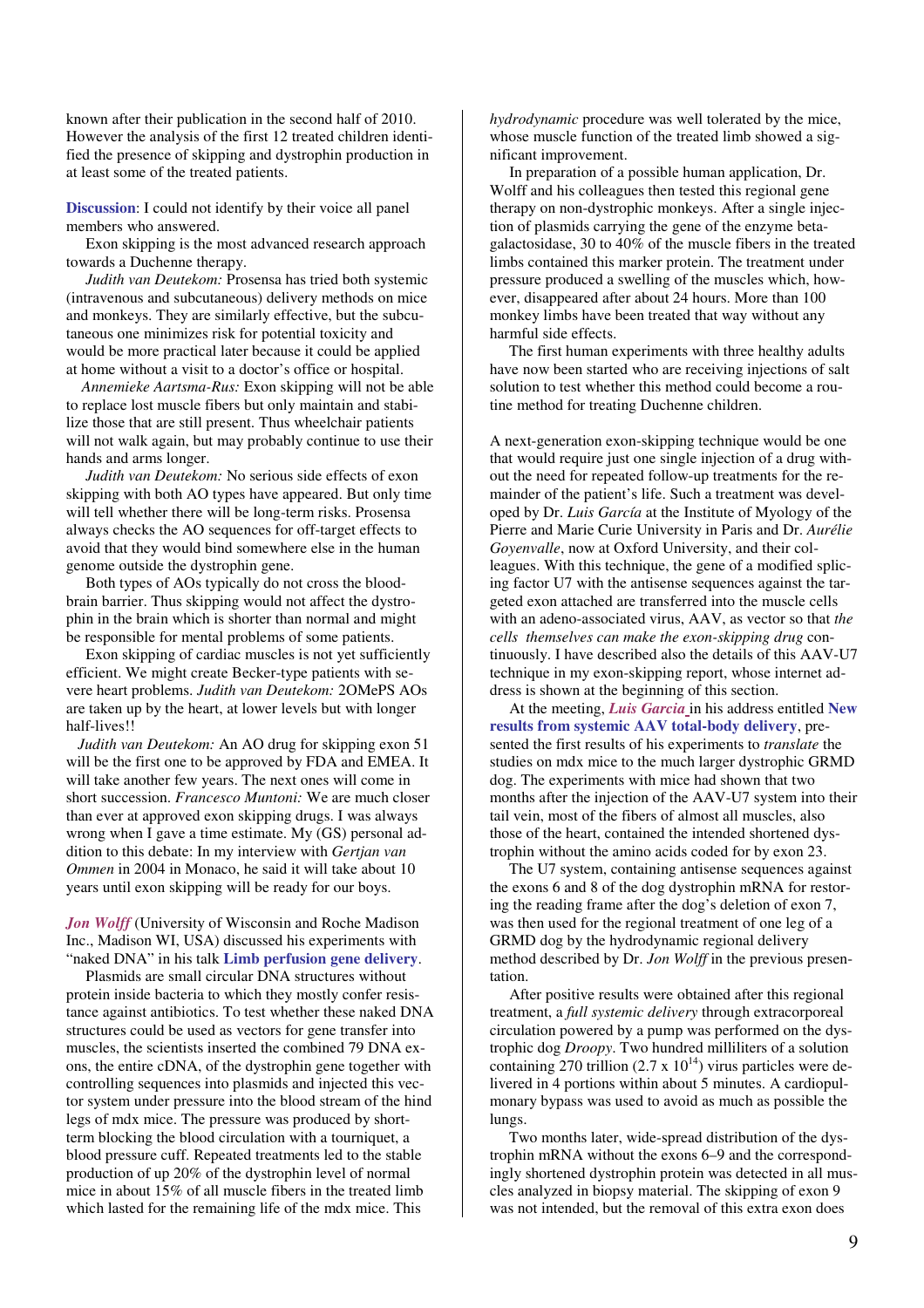known after their publication in the second half of 2010. However the analysis of the first 12 treated children identified the presence of skipping and dystrophin production in at least some of the treated patients.

**Discussion**: I could not identify by their voice all panel members who answered.

Exon skipping is the most advanced research approach towards a Duchenne therapy.

*Judith van Deutekom:* Prosensa has tried both systemic (intravenous and subcutaneous) delivery methods on mice and monkeys. They are similarly effective, but the subcutaneous one minimizes risk for potential toxicity and would be more practical later because it could be applied at home without a visit to a doctor's office or hospital.

*Annemieke Aartsma-Rus:* Exon skipping will not be able to replace lost muscle fibers but only maintain and stabilize those that are still present. Thus wheelchair patients will not walk again, but may probably continue to use their hands and arms longer.

*Judith van Deutekom:* No serious side effects of exon skipping with both AO types have appeared. But only time will tell whether there will be long-term risks. Prosensa always checks the AO sequences for off-target effects to avoid that they would bind somewhere else in the human genome outside the dystrophin gene.

Both types of AOs typically do not cross the blood-brain barrier. Thus skipping would not affect the dystrophin in the brain which is shorter than normal and might be responsible for mental problems of some patients.

Exon skipping of cardiac muscles is not yet sufficiently efficient. We might create Becker-type patients with severe heart problems. *Judith van Deutekom:* 2OMePS AOs are taken up by the heart, at lower levels but with longer half-lives!!

*Judith van Deutekom:* An AO drug for skipping exon 51 will be the first one to be approved by FDA and EMEA. It will take another few years. The next ones will come in short succession. *Francesco Muntoni:* We are much closer than ever at approved exon skipping drugs. I was always wrong when I gave a time estimate. My (GS) personal addition to this debate: In my interview with *Gertjan van Ommen* in 2004 in Monaco, he said it will take about 10 years until exon skipping will be ready for our boys.

***Jon Wolff*** (University of Wisconsin and Roche Madison Inc., Madison WI, USA) discussed his experiments with "naked DNA" in his talk **Limb perfusion gene delivery**.

Plasmids are small circular DNA structures without protein inside bacteria to which they mostly confer resistance against antibiotics. To test whether these naked DNA structures could be used as vectors for gene transfer into muscles, the scientists inserted the combined 79 DNA exons, the entire cDNA, of the dystrophin gene together with controlling sequences into plasmids and injected this vector system under pressure into the blood stream of the hind legs of mdx mice. The pressure was produced by short-term blocking the blood circulation with a tourniquet, a blood pressure cuff. Repeated treatments led to the stable production of up 20% of the dystrophin level of normal mice in about 15% of all muscle fibers in the treated limb which lasted for the remaining life of the mdx mice. This *hydrodynamic* procedure was well tolerated by the mice, whose muscle function of the treated limb showed a significant improvement.

In preparation of a possible human application, Dr. Wolff and his colleagues then tested this regional gene therapy on non-dystrophic monkeys. After a single injection of plasmids carrying the gene of the enzyme beta-galactosidase, 30 to 40% of the muscle fibers in the treated limbs contained this marker protein. The treatment under pressure produced a swelling of the muscles which, however, disappeared after about 24 hours. More than 100 monkey limbs have been treated that way without any harmful side effects.

The first human experiments with three healthy adults have now been started who are receiving injections of salt solution to test whether this method could become a routine method for treating Duchenne children.

A next-generation exon-skipping technique would be one that would require just one single injection of a drug without the need for repeated follow-up treatments for the remainder of the patient's life. Such a treatment was developed by Dr. *Luis García* at the Institute of Myology of the Pierre and Marie Curie University in Paris and Dr. *Aurélie Goyenvalle*, now at Oxford University, and their colleagues. With this technique, the gene of a modified splicing factor U7 with the antisense sequences against the targeted exon attached are transferred into the muscle cells with an adeno-associated virus, AAV, as vector so that *the cells themselves can make the exon-skipping drug* continuously. I have described also the details of this AAV-U7 technique in my exon-skipping report, whose internet address is shown at the beginning of this section.

At the meeting, ***Luis Garcia*** in his address entitled **New results from systemic AAV total-body delivery**, presented the first results of his experiments to *translate* the studies on mdx mice to the much larger dystrophic GRMD dog. The experiments with mice had shown that two months after the injection of the AAV-U7 system into their tail vein, most of the fibers of almost all muscles, also those of the heart, contained the intended shortened dystrophin without the amino acids coded for by exon 23.

The U7 system, containing antisense sequences against the exons 6 and 8 of the dog dystrophin mRNA for restoring the reading frame after the dog's deletion of exon 7, was then used for the regional treatment of one leg of a GRMD dog by the hydrodynamic regional delivery method described by Dr. *Jon Wolff* in the previous presentation.

After positive results were obtained after this regional treatment, a *full systemic delivery* through extracorporeal circulation powered by a pump was performed on the dystrophic dog *Droopy*. Two hundred milliliters of a solution containing 270 trillion ($2.7 \times 10^{14}$) virus particles were delivered in 4 portions within about 5 minutes. A cardiopulmonary bypass was used to avoid as much as possible the lungs.

Two months later, wide-spread distribution of the dystrophin mRNA without the exons 6–9 and the correspondingly shortened dystrophin protein was detected in all muscles analyzed in biopsy material. The skipping of exon 9 was not intended, but the removal of this extra exon does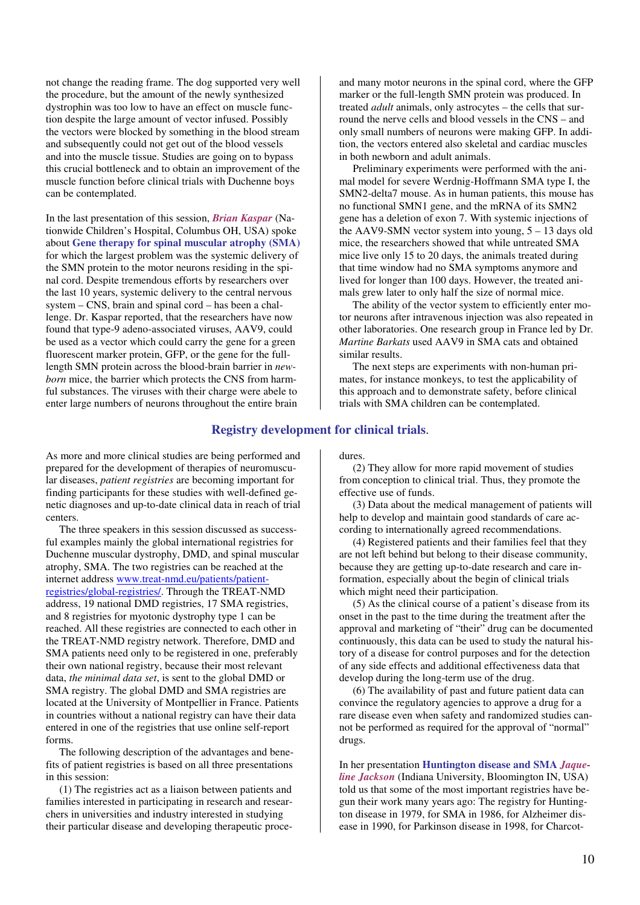not change the reading frame. The dog supported very well the procedure, but the amount of the newly synthesized dystrophin was too low to have an effect on muscle function despite the large amount of vector infused. Possibly the vectors were blocked by something in the blood stream and subsequently could not get out of the blood vessels and into the muscle tissue. Studies are going on to bypass this crucial bottleneck and to obtain an improvement of the muscle function before clinical trials with Duchenne boys can be contemplated.

In the last presentation of this session, ***Brian Kaspar*** (Nationwide Children's Hospital, Columbus OH, USA) spoke about **Gene therapy for spinal muscular atrophy (SMA)** for which the largest problem was the systemic delivery of the SMN protein to the motor neurons residing in the spinal cord. Despite tremendous efforts by researchers over the last 10 years, systemic delivery to the central nervous system – CNS, brain and spinal cord – has been a challenge. Dr. Kaspar reported, that the researchers have now found that type-9 adeno-associated viruses, AAV9, could be used as a vector which could carry the gene for a green fluorescent marker protein, GFP, or the gene for the full-length SMN protein across the blood-brain barrier in *newborn* mice, the barrier which protects the CNS from harmful substances. The viruses with their charge were abele to enter large numbers of neurons throughout the entire brain and many motor neurons in the spinal cord, where the GFP marker or the full-length SMN protein was produced. In treated *adult* animals, only astrocytes – the cells that surround the nerve cells and blood vessels in the CNS – and only small numbers of neurons were making GFP. In addition, the vectors entered also skeletal and cardiac muscles in both newborn and adult animals.

Preliminary experiments were performed with the animal model for severe Werdnig-Hoffmann SMA type I, the SMN2-delta7 mouse. As in human patients, this mouse has no functional SMN1 gene, and the mRNA of its SMN2 gene has a deletion of exon 7. With systemic injections of the AAV9-SMN vector system into young, 5 – 13 days old mice, the researchers showed that while untreated SMA mice live only 15 to 20 days, the animals treated during that time window had no SMA symptoms anymore and lived for longer than 100 days. However, the treated animals grew later to only half the size of normal mice.

The ability of the vector system to efficiently enter motor neurons after intravenous injection was also repeated in other laboratories. One research group in France led by Dr. *Martine Barkats* used AAV9 in SMA cats and obtained similar results.

The next steps are experiments with non-human primates, for instance monkeys, to test the applicability of this approach and to demonstrate safety, before clinical trials with SMA children can be contemplated.

## Registry development for clinical trials.

As more and more clinical studies are being performed and prepared for the development of therapies of neuromuscular diseases, *patient registries* are becoming important for finding participants for these studies with well-defined genetic diagnoses and up-to-date clinical data in reach of trial centers.

The three speakers in this session discussed as successful examples mainly the global international registries for Duchenne muscular dystrophy, DMD, and spinal muscular atrophy, SMA. The two registries can be reached at the internet address www.treat-nmd.eu/patients/patient-registries/global-registries/. Through the TREAT-NMD address, 19 national DMD registries, 17 SMA registries, and 8 registries for myotonic dystrophy type 1 can be reached. All these registries are connected to each other in the TREAT-NMD registry network. Therefore, DMD and SMA patients need only to be registered in one, preferably their own national registry, because their most relevant data, *the minimal data set*, is sent to the global DMD or SMA registry. The global DMD and SMA registries are located at the University of Montpellier in France. Patients in countries without a national registry can have their data entered in one of the registries that use online self-report forms.

The following description of the advantages and benefits of patient registries is based on all three presentations in this session:

(1) The registries act as a liaison between patients and families interested in participating in research and researchers in universities and industry interested in studying their particular disease and developing therapeutic procedures.

(2) They allow for more rapid movement of studies from conception to clinical trial. Thus, they promote the effective use of funds.

(3) Data about the medical management of patients will help to develop and maintain good standards of care according to internationally agreed recommendations.

(4) Registered patients and their families feel that they are not left behind but belong to their disease community, because they are getting up-to-date research and care information, especially about the begin of clinical trials which might need their participation.

(5) As the clinical course of a patient's disease from its onset in the past to the time during the treatment after the approval and marketing of "their" drug can be documented continuously, this data can be used to study the natural history of a disease for control purposes and for the detection of any side effects and additional effectiveness data that develop during the long-term use of the drug.

(6) The availability of past and future patient data can convince the regulatory agencies to approve a drug for a rare disease even when safety and randomized studies cannot be performed as required for the approval of "normal" drugs.

In her presentation **Huntington disease and SMA** ***Jaqueline Jackson*** (Indiana University, Bloomington IN, USA) told us that some of the most important registries have begun their work many years ago: The registry for Huntington disease in 1979, for SMA in 1986, for Alzheimer disease in 1990, for Parkinson disease in 1998, for Charcot-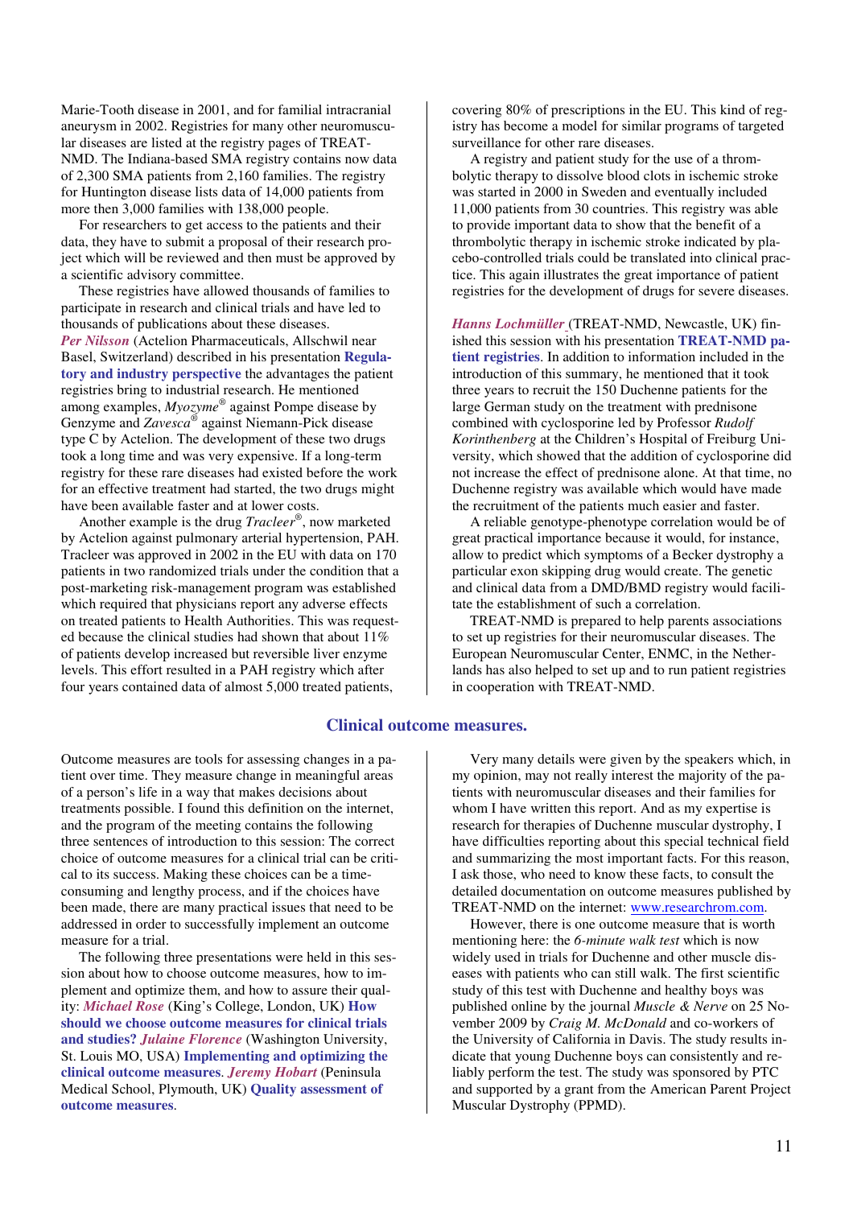Marie-Tooth disease in 2001, and for familial intracranial aneurysm in 2002. Registries for many other neuromuscular diseases are listed at the registry pages of TREAT-NMD. The Indiana-based SMA registry contains now data of 2,300 SMA patients from 2,160 families. The registry for Huntington disease lists data of 14,000 patients from more then 3,000 families with 138,000 people.

For researchers to get access to the patients and their data, they have to submit a proposal of their research project which will be reviewed and then must be approved by a scientific advisory committee.

These registries have allowed thousands of families to participate in research and clinical trials and have led to thousands of publications about these diseases.

***Per Nilsson*** (Actelion Pharmaceuticals, Allschwil near Basel, Switzerland) described in his presentation **Regulatory and industry perspective** the advantages the patient registries bring to industrial research. He mentioned among examples, *Myozyme*® against Pompe disease by Genzyme and *Zavesca*® against Niemann-Pick disease type C by Actelion. The development of these two drugs took a long time and was very expensive. If a long-term registry for these rare diseases had existed before the work for an effective treatment had started, the two drugs might have been available faster and at lower costs.

Another example is the drug *Tracleer*®, now marketed by Actelion against pulmonary arterial hypertension, PAH. Tracleer was approved in 2002 in the EU with data on 170 patients in two randomized trials under the condition that a post-marketing risk-management program was established which required that physicians report any adverse effects on treated patients to Health Authorities. This was requested because the clinical studies had shown that about 11% of patients develop increased but reversible liver enzyme levels. This effort resulted in a PAH registry which after four years contained data of almost 5,000 treated patients, covering 80% of prescriptions in the EU. This kind of registry has become a model for similar programs of targeted surveillance for other rare diseases.

A registry and patient study for the use of a thrombolytic therapy to dissolve blood clots in ischemic stroke was started in 2000 in Sweden and eventually included 11,000 patients from 30 countries. This registry was able to provide important data to show that the benefit of a thrombolytic therapy in ischemic stroke indicated by placebo-controlled trials could be translated into clinical practice. This again illustrates the great importance of patient registries for the development of drugs for severe diseases.

***Hanns Lochmüller*** (TREAT-NMD, Newcastle, UK) finished this session with his presentation **TREAT-NMD patient registries**. In addition to information included in the introduction of this summary, he mentioned that it took three years to recruit the 150 Duchenne patients for the large German study on the treatment with prednisone combined with cyclosporine led by Professor *Rudolf Korinthenberg* at the Children's Hospital of Freiburg University, which showed that the addition of cyclosporine did not increase the effect of prednisone alone. At that time, no Duchenne registry was available which would have made the recruitment of the patients much easier and faster.

A reliable genotype-phenotype correlation would be of great practical importance because it would, for instance, allow to predict which symptoms of a Becker dystrophy a particular exon skipping drug would create. The genetic and clinical data from a DMD/BMD registry would facilitate the establishment of such a correlation.

TREAT-NMD is prepared to help parents associations to set up registries for their neuromuscular diseases. The European Neuromuscular Center, ENMC, in the Netherlands has also helped to set up and to run patient registries in cooperation with TREAT-NMD.

## Clinical outcome measures.

Outcome measures are tools for assessing changes in a patient over time. They measure change in meaningful areas of a person's life in a way that makes decisions about treatments possible. I found this definition on the internet, and the program of the meeting contains the following three sentences of introduction to this session: The correct choice of outcome measures for a clinical trial can be critical to its success. Making these choices can be a time-consuming and lengthy process, and if the choices have been made, there are many practical issues that need to be addressed in order to successfully implement an outcome measure for a trial.

The following three presentations were held in this session about how to choose outcome measures, how to implement and optimize them, and how to assure their quality: ***Michael Rose*** (King's College, London, UK) **How should we choose outcome measures for clinical trials and studies?** ***Julaine Florence*** (Washington University, St. Louis MO, USA) **Implementing and optimizing the clinical outcome measures**. ***Jeremy Hobart*** (Peninsula Medical School, Plymouth, UK) **Quality assessment of outcome measures**.

Very many details were given by the speakers which, in my opinion, may not really interest the majority of the patients with neuromuscular diseases and their families for whom I have written this report. And as my expertise is research for therapies of Duchenne muscular dystrophy, I have difficulties reporting about this special technical field and summarizing the most important facts. For this reason, I ask those, who need to know these facts, to consult the detailed documentation on outcome measures published by TREAT-NMD on the internet: www.researchrom.com.

However, there is one outcome measure that is worth mentioning here: the *6-minute walk test* which is now widely used in trials for Duchenne and other muscle diseases with patients who can still walk. The first scientific study of this test with Duchenne and healthy boys was published online by the journal *Muscle & Nerve* on 25 November 2009 by *Craig M. McDonald* and co-workers of the University of California in Davis. The study results indicate that young Duchenne boys can consistently and reliably perform the test. The study was sponsored by PTC and supported by a grant from the American Parent Project Muscular Dystrophy (PPMD).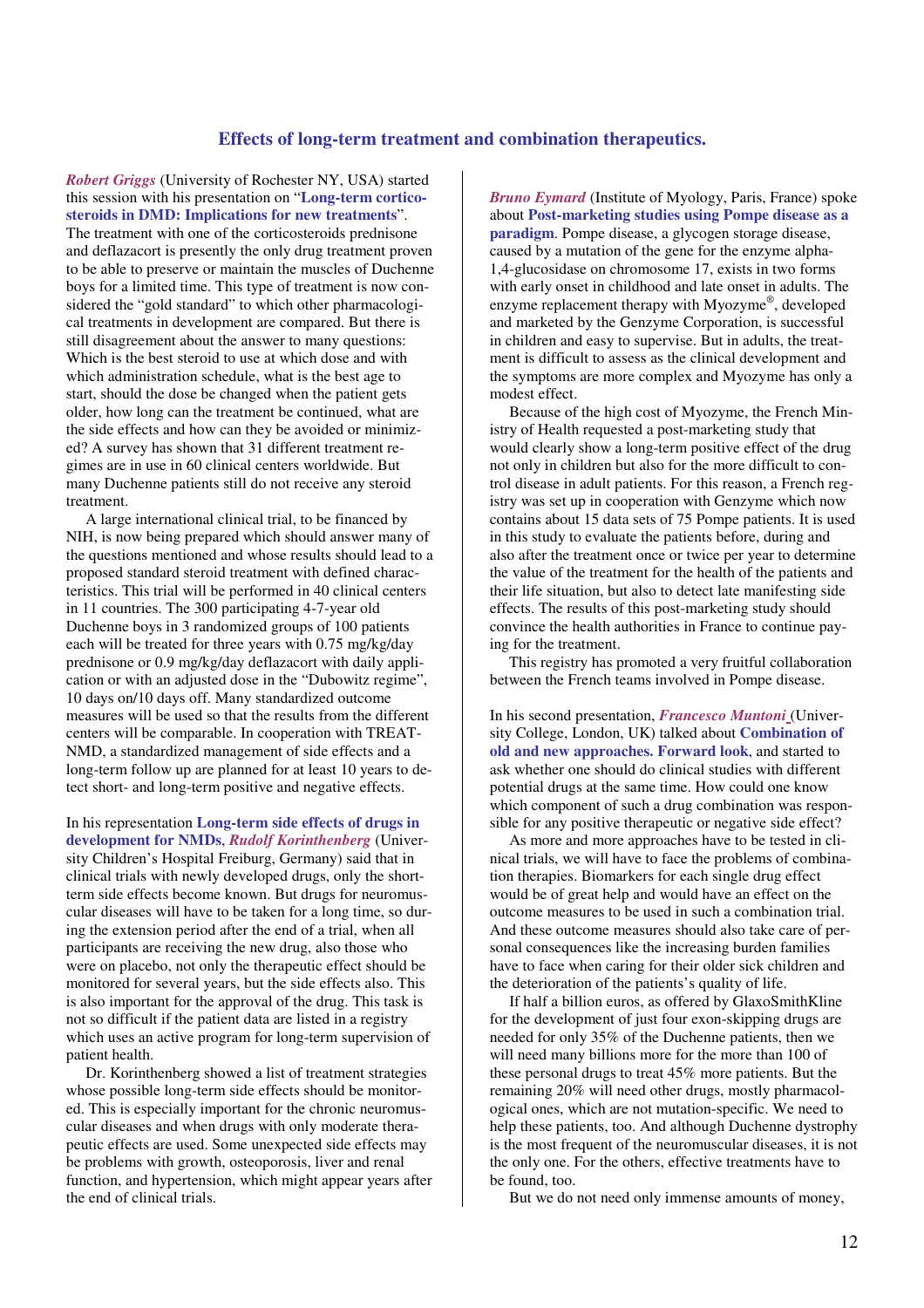## Effects of long-term treatment and combination therapeutics.

***Robert Griggs*** (University of Rochester NY, USA) started this session with his presentation on "**Long-term corticosteroids in DMD: Implications for new treatments**". The treatment with one of the corticosteroids prednisone and deflazacort is presently the only drug treatment proven to be able to preserve or maintain the muscles of Duchenne boys for a limited time. This type of treatment is now considered the "gold standard" to which other pharmacological treatments in development are compared. But there is still disagreement about the answer to many questions: Which is the best steroid to use at which dose and with which administration schedule, what is the best age to start, should the dose be changed when the patient gets older, how long can the treatment be continued, what are the side effects and how can they be avoided or minimized? A survey has shown that 31 different treatment regimes are in use in 60 clinical centers worldwide. But many Duchenne patients still do not receive any steroid treatment.

A large international clinical trial, to be financed by NIH, is now being prepared which should answer many of the questions mentioned and whose results should lead to a proposed standard steroid treatment with defined characteristics. This trial will be performed in 40 clinical centers in 11 countries. The 300 participating 4-7-year old Duchenne boys in 3 randomized groups of 100 patients each will be treated for three years with 0.75 mg/kg/day prednisone or 0.9 mg/kg/day deflazacort with daily application or with an adjusted dose in the "Dubowitz regime", 10 days on/10 days off. Many standardized outcome measures will be used so that the results from the different centers will be comparable. In cooperation with TREAT-NMD, a standardized management of side effects and a long-term follow up are planned for at least 10 years to detect short- and long-term positive and negative effects.

In his representation **Long-term side effects of drugs in development for NMDs**, ***Rudolf Korinthenberg*** (University Children's Hospital Freiburg, Germany) said that in clinical trials with newly developed drugs, only the short-term side effects become known. But drugs for neuromuscular diseases will have to be taken for a long time, so during the extension period after the end of a trial, when all participants are receiving the new drug, also those who were on placebo, not only the therapeutic effect should be monitored for several years, but the side effects also. This is also important for the approval of the drug. This task is not so difficult if the patient data are listed in a registry which uses an active program for long-term supervision of patient health.

Dr. Korinthenberg showed a list of treatment strategies whose possible long-term side effects should be monitored. This is especially important for the chronic neuromuscular diseases and when drugs with only moderate therapeutic effects are used. Some unexpected side effects may be problems with growth, osteoporosis, liver and renal function, and hypertension, which might appear years after the end of clinical trials.

***Bruno Eymard*** (Institute of Myology, Paris, France) spoke about **Post-marketing studies using Pompe disease as a paradigm**. Pompe disease, a glycogen storage disease, caused by a mutation of the gene for the enzyme alpha-1,4-glucosidase on chromosome 17, exists in two forms with early onset in childhood and late onset in adults. The enzyme replacement therapy with Myozyme®, developed and marketed by the Genzyme Corporation, is successful in children and easy to supervise. But in adults, the treatment is difficult to assess as the clinical development and the symptoms are more complex and Myozyme has only a modest effect.

Because of the high cost of Myozyme, the French Ministry of Health requested a post-marketing study that would clearly show a long-term positive effect of the drug not only in children but also for the more difficult to control disease in adult patients. For this reason, a French registry was set up in cooperation with Genzyme which now contains about 15 data sets of 75 Pompe patients. It is used in this study to evaluate the patients before, during and also after the treatment once or twice per year to determine the value of the treatment for the health of the patients and their life situation, but also to detect late manifesting side effects. The results of this post-marketing study should convince the health authorities in France to continue paying for the treatment.

This registry has promoted a very fruitful collaboration between the French teams involved in Pompe disease.

In his second presentation, ***Francesco Muntoni*** (University College, London, UK) talked about **Combination of old and new approaches. Forward look**, and started to ask whether one should do clinical studies with different potential drugs at the same time. How could one know which component of such a drug combination was responsible for any positive therapeutic or negative side effect?

As more and more approaches have to be tested in clinical trials, we will have to face the problems of combination therapies. Biomarkers for each single drug effect would be of great help and would have an effect on the outcome measures to be used in such a combination trial. And these outcome measures should also take care of personal consequences like the increasing burden families have to face when caring for their older sick children and the deterioration of the patients's quality of life.

If half a billion euros, as offered by GlaxoSmithKline for the development of just four exon-skipping drugs are needed for only 35% of the Duchenne patients, then we will need many billions more for the more than 100 of these personal drugs to treat 45% more patients. But the remaining 20% will need other drugs, mostly pharmacological ones, which are not mutation-specific. We need to help these patients, too. And although Duchenne dystrophy is the most frequent of the neuromuscular diseases, it is not the only one. For the others, effective treatments have to be found, too.

But we do not need only immense amounts of money,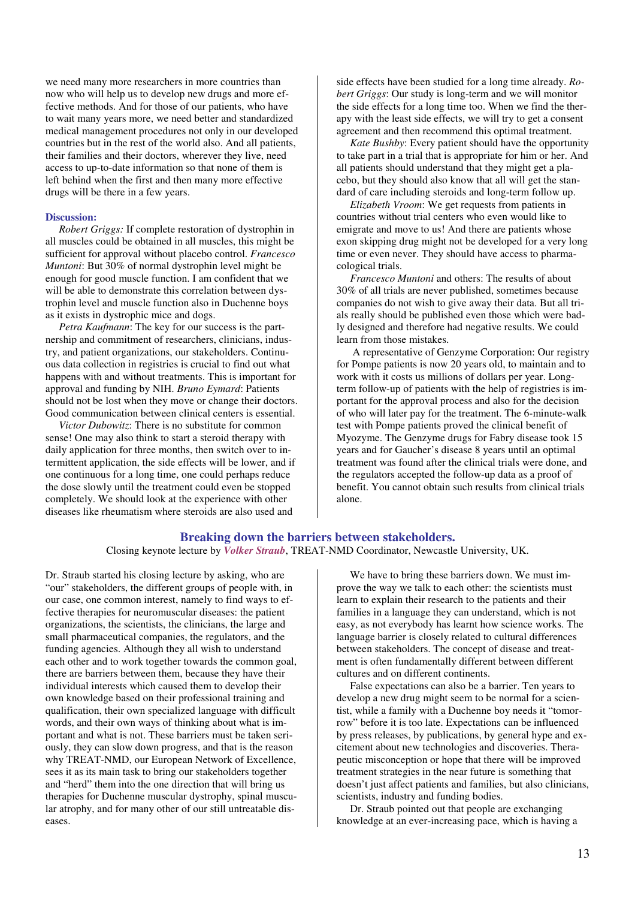we need many more researchers in more countries than now who will help us to develop new drugs and more effective methods. And for those of our patients, who have to wait many years more, we need better and standardized medical management procedures not only in our developed countries but in the rest of the world also. And all patients, their families and their doctors, wherever they live, need access to up-to-date information so that none of them is left behind when the first and then many more effective drugs will be there in a few years.

**Discussion:**

*Robert Griggs:* If complete restoration of dystrophin in all muscles could be obtained in all muscles, this might be sufficient for approval without placebo control. *Francesco Muntoni*: But 30% of normal dystrophin level might be enough for good muscle function. I am confident that we will be able to demonstrate this correlation between dystrophin level and muscle function also in Duchenne boys as it exists in dystrophic mice and dogs.

*Petra Kaufmann*: The key for our success is the partnership and commitment of researchers, clinicians, industry, and patient organizations, our stakeholders. Continuous data collection in registries is crucial to find out what happens with and without treatments. This is important for approval and funding by NIH. *Bruno Eymard*: Patients should not be lost when they move or change their doctors. Good communication between clinical centers is essential.

*Victor Dubowitz*: There is no substitute for common sense! One may also think to start a steroid therapy with daily application for three months, then switch over to intermittent application, the side effects will be lower, and if one continuous for a long time, one could perhaps reduce the dose slowly until the treatment could even be stopped completely. We should look at the experience with other diseases like rheumatism where steroids are also used and side effects have been studied for a long time already. *Robert Griggs*: Our study is long-term and we will monitor the side effects for a long time too. When we find the therapy with the least side effects, we will try to get a consent agreement and then recommend this optimal treatment.

*Kate Bushby*: Every patient should have the opportunity to take part in a trial that is appropriate for him or her. And all patients should understand that they might get a placebo, but they should also know that all will get the standard of care including steroids and long-term follow up.

*Elizabeth Vroom*: We get requests from patients in countries without trial centers who even would like to emigrate and move to us! And there are patients whose exon skipping drug might not be developed for a very long time or even never. They should have access to pharmacological trials.

*Francesco Muntoni* and others: The results of about 30% of all trials are never published, sometimes because companies do not wish to give away their data. But all trials really should be published even those which were badly designed and therefore had negative results. We could learn from those mistakes.

A representative of Genzyme Corporation: Our registry for Pompe patients is now 20 years old, to maintain and to work with it costs us millions of dollars per year. Long-term follow-up of patients with the help of registries is important for the approval process and also for the decision of who will later pay for the treatment. The 6-minute-walk test with Pompe patients proved the clinical benefit of Myozyme. The Genzyme drugs for Fabry disease took 15 years and for Gaucher's disease 8 years until an optimal treatment was found after the clinical trials were done, and the regulators accepted the follow-up data as a proof of benefit. You cannot obtain such results from clinical trials alone.

## Breaking down the barriers between stakeholders.

Closing keynote lecture by ***Volker Straub***, TREAT-NMD Coordinator, Newcastle University, UK.

Dr. Straub started his closing lecture by asking, who are "our" stakeholders, the different groups of people with, in our case, one common interest, namely to find ways to effective therapies for neuromuscular diseases: the patient organizations, the scientists, the clinicians, the large and small pharmaceutical companies, the regulators, and the funding agencies. Although they all wish to understand each other and to work together towards the common goal, there are barriers between them, because they have their individual interests which caused them to develop their own knowledge based on their professional training and qualification, their own specialized language with difficult words, and their own ways of thinking about what is important and what is not. These barriers must be taken seriously, they can slow down progress, and that is the reason why TREAT-NMD, our European Network of Excellence, sees it as its main task to bring our stakeholders together and "herd" them into the one direction that will bring us therapies for Duchenne muscular dystrophy, spinal muscular atrophy, and for many other of our still untreatable diseases.

We have to bring these barriers down. We must improve the way we talk to each other: the scientists must learn to explain their research to the patients and their families in a language they can understand, which is not easy, as not everybody has learnt how science works. The language barrier is closely related to cultural differences between stakeholders. The concept of disease and treatment is often fundamentally different between different cultures and on different continents.

False expectations can also be a barrier. Ten years to develop a new drug might seem to be normal for a scientist, while a family with a Duchenne boy needs it "tomorrow" before it is too late. Expectations can be influenced by press releases, by publications, by general hype and excitement about new technologies and discoveries. Therapeutic misconception or hope that there will be improved treatment strategies in the near future is something that doesn't just affect patients and families, but also clinicians, scientists, industry and funding bodies.

Dr. Straub pointed out that people are exchanging knowledge at an ever-increasing pace, which is having a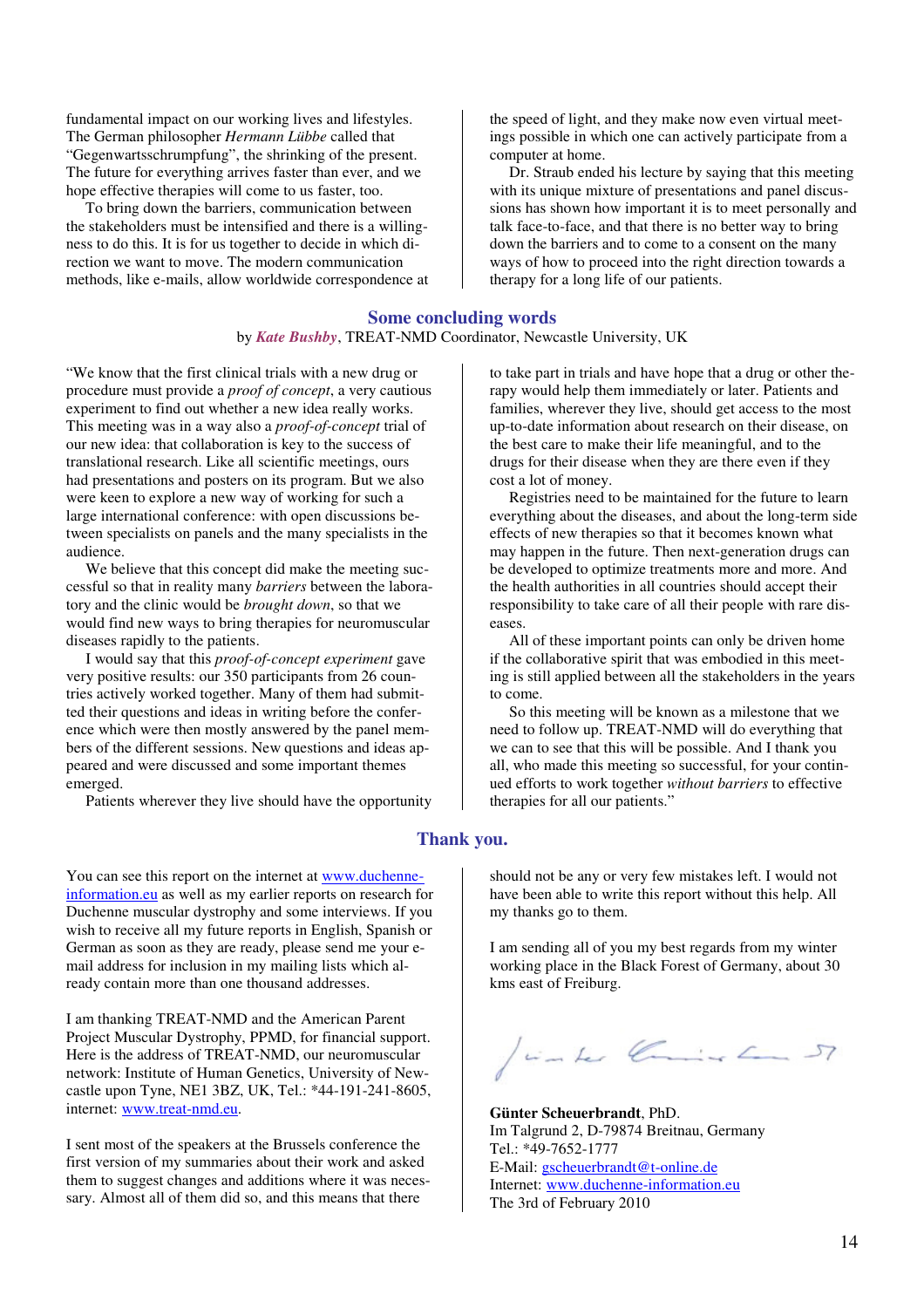fundamental impact on our working lives and lifestyles. The German philosopher *Hermann Lübbe* called that "Gegenwartsschrumpfung", the shrinking of the present. The future for everything arrives faster than ever, and we hope effective therapies will come to us faster, too.

To bring down the barriers, communication between the stakeholders must be intensified and there is a willingness to do this. It is for us together to decide in which direction we want to move. The modern communication methods, like e-mails, allow worldwide correspondence at the speed of light, and they make now even virtual meetings possible in which one can actively participate from a computer at home.

Dr. Straub ended his lecture by saying that this meeting with its unique mixture of presentations and panel discussions has shown how important it is to meet personally and talk face-to-face, and that there is no better way to bring down the barriers and to come to a consent on the many ways of how to proceed into the right direction towards a therapy for a long life of our patients.

## Some concluding words

by ***Kate Bushby***, TREAT-NMD Coordinator, Newcastle University, UK

"We know that the first clinical trials with a new drug or procedure must provide a *proof of concept*, a very cautious experiment to find out whether a new idea really works. This meeting was in a way also a *proof-of-concept* trial of our new idea: that collaboration is key to the success of translational research. Like all scientific meetings, ours had presentations and posters on its program. But we also were keen to explore a new way of working for such a large international conference: with open discussions between specialists on panels and the many specialists in the audience.

We believe that this concept did make the meeting successful so that in reality many *barriers* between the laboratory and the clinic would be *brought down*, so that we would find new ways to bring therapies for neuromuscular diseases rapidly to the patients.

I would say that this *proof-of-concept experiment* gave very positive results: our 350 participants from 26 countries actively worked together. Many of them had submitted their questions and ideas in writing before the conference which were then mostly answered by the panel members of the different sessions. New questions and ideas appeared and were discussed and some important themes emerged.

Patients wherever they live should have the opportunity to take part in trials and have hope that a drug or other therapy would help them immediately or later. Patients and families, wherever they live, should get access to the most up-to-date information about research on their disease, on the best care to make their life meaningful, and to the drugs for their disease when they are there even if they cost a lot of money.

Registries need to be maintained for the future to learn everything about the diseases, and about the long-term side effects of new therapies so that it becomes known what may happen in the future. Then next-generation drugs can be developed to optimize treatments more and more. And the health authorities in all countries should accept their responsibility to take care of all their people with rare diseases.

All of these important points can only be driven home if the collaborative spirit that was embodied in this meeting is still applied between all the stakeholders in the years to come.

So this meeting will be known as a milestone that we need to follow up. TREAT-NMD will do everything that we can to see that this will be possible. And I thank you all, who made this meeting so successful, for your continued efforts to work together *without barriers* to effective therapies for all our patients."

## Thank you.

You can see this report on the internet at [www.duchenne-information.eu](www.duchenne-information.eu) as well as my earlier reports on research for Duchenne muscular dystrophy and some interviews. If you wish to receive all my future reports in English, Spanish or German as soon as they are ready, please send me your e-mail address for inclusion in my mailing lists which already contain more than one thousand addresses.

I am thanking TREAT-NMD and the American Parent Project Muscular Dystrophy, PPMD, for financial support. Here is the address of TREAT-NMD, our neuromuscular network: Institute of Human Genetics, University of Newcastle upon Tyne, NE1 3BZ, UK, Tel.: *44-191-241-8605, internet: [www.treat-nmd.eu](www.treat-nmd.eu).

I sent most of the speakers at the Brussels conference the first version of my summaries about their work and asked them to suggest changes and additions where it was necessary. Almost all of them did so, and this means that there should not be any or very few mistakes left. I would not have been able to write this report without this help. All my thanks go to them.

I am sending all of you my best regards from my winter working place in the Black Forest of Germany, about 30 kms east of Freiburg.

**Günter Scheuerbrandt**, PhD.
Im Talgrund 2, D-79874 Breitnau, Germany
Tel.: *49-7652-1777
E-Mail: [gscheuerbrandt@t-online.de](mailto:gscheuerbrandt@t-online.de)
Internet: [www.duchenne-information.eu](www.duchenne-information.eu)
The 3rd of February 2010